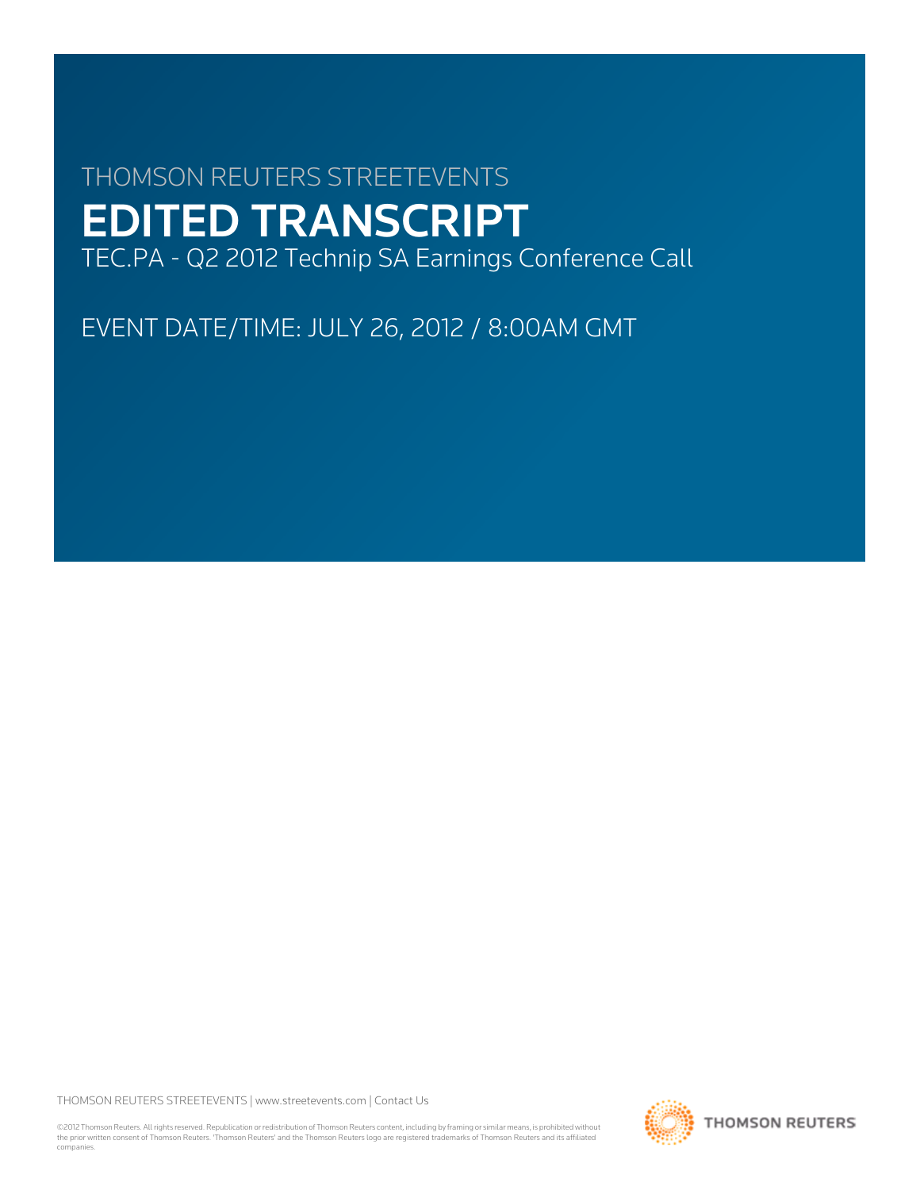THOMSON REUTERS STREETEVENTS

# EDITED TRANSCRIPT

TEC.PA - Q2 2012 Technip SA Earnings Conference Call

EVENT DATE/TIME: JULY 26, 2012 / 8:00AM GMT

THOMSON REUTERS STREETEVENTS | www.streetevents.com | Contact Us

©2012 Thomson Reuters. All rights reserved. Republication or redistribution of Thomson Reuters content, including by framing or similar means, is prohibited without the prior written consent of Thomson Reuters. 'Thomson Reuters' and the Thomson Reuters logo are registered trademarks of Thomson Reuters and its affiliated companies.

THOMSON REUTERS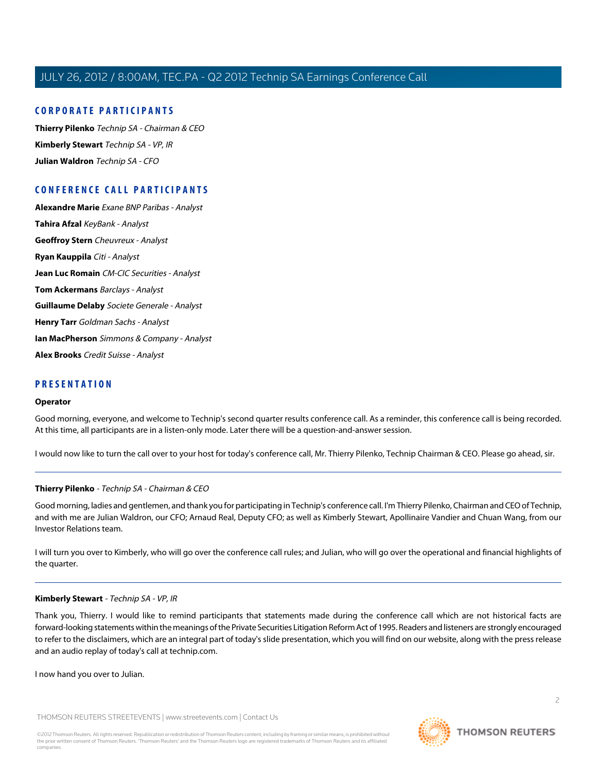## CORPORATE PARTICIPANTS

**Thierry Pilenko** *Technip SA - Chairman & CEO*

**Kimberly Stewart** *Technip SA - VP, IR*

**Julian Waldron** *Technip SA - CFO*

## CONFERENCE CALL PARTICIPANTS

**Alexandre Marie** *Exane BNP Paribas - Analyst*

**Tahira Afzal** *KeyBank - Analyst*

**Geoffroy Stern** *Cheuvreux - Analyst*

**Ryan Kauppila** *Citi - Analyst*

**Jean Luc Romain** *CM-CIC Securities - Analyst*

**Tom Ackermans** *Barclays - Analyst*

**Guillaume Delaby** *Societe Generale - Analyst*

**Henry Tarr** *Goldman Sachs - Analyst*

**Ian MacPherson** *Simmons & Company - Analyst*

**Alex Brooks** *Credit Suisse - Analyst*

## PRESENTATION

### Operator

Good morning, everyone, and welcome to Technip's second quarter results conference call. As a reminder, this conference call is being recorded. At this time, all participants are in a listen-only mode. Later there will be a question-and-answer session.

I would now like to turn the call over to your host for today's conference call, Mr. Thierry Pilenko, Technip Chairman & CEO. Please go ahead, sir.

---

### Thierry Pilenko - *Technip SA - Chairman & CEO*

Good morning, ladies and gentlemen, and thank you for participating in Technip's conference call. I'm Thierry Pilenko, Chairman and CEO of Technip, and with me are Julian Waldron, our CFO; Arnaud Real, Deputy CFO; as well as Kimberly Stewart, Apollinaire Vandier and Chuan Wang, from our Investor Relations team.

I will turn you over to Kimberly, who will go over the conference call rules; and Julian, who will go over the operational and financial highlights of the quarter.

---

### Kimberly Stewart - *Technip SA - VP, IR*

Thank you, Thierry. I would like to remind participants that statements made during the conference call which are not historical facts are forward-looking statements within the meanings of the Private Securities Litigation Reform Act of 1995. Readers and listeners are strongly encouraged to refer to the disclaimers, which are an integral part of today's slide presentation, which you will find on our website, along with the press release and an audio replay of today's call at technip.com.

I now hand you over to Julian.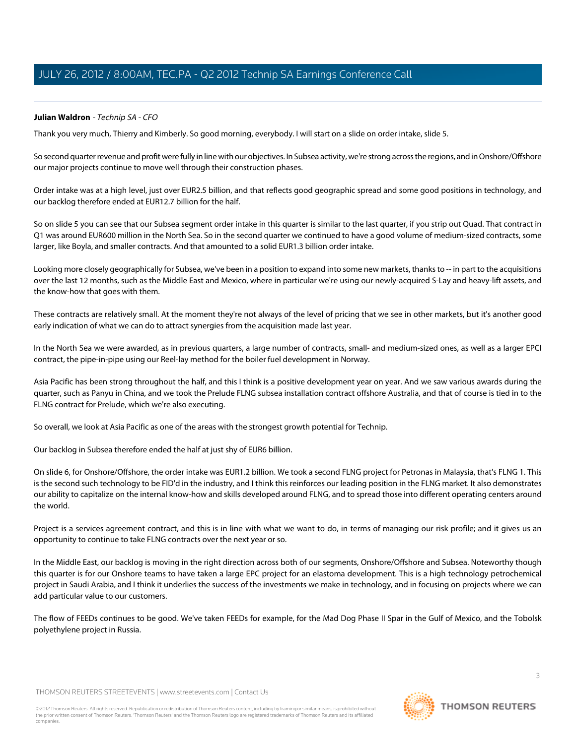**Julian Waldron** - *Technip SA - CFO*

Thank you very much, Thierry and Kimberly. So good morning, everybody. I will start on a slide on order intake, slide 5.

So second quarter revenue and profit were fully in line with our objectives. In Subsea activity, we're strong across the regions, and in Onshore/Offshore our major projects continue to move well through their construction phases.

Order intake was at a high level, just over EUR2.5 billion, and that reflects good geographic spread and some good positions in technology, and our backlog therefore ended at EUR12.7 billion for the half.

So on slide 5 you can see that our Subsea segment order intake in this quarter is similar to the last quarter, if you strip out Quad. That contract in Q1 was around EUR600 million in the North Sea. So in the second quarter we continued to have a good volume of medium-sized contracts, some larger, like Boyla, and smaller contracts. And that amounted to a solid EUR1.3 billion order intake.

Looking more closely geographically for Subsea, we've been in a position to expand into some new markets, thanks to -- in part to the acquisitions over the last 12 months, such as the Middle East and Mexico, where in particular we're using our newly-acquired S-Lay and heavy-lift assets, and the know-how that goes with them.

These contracts are relatively small. At the moment they're not always of the level of pricing that we see in other markets, but it's another good early indication of what we can do to attract synergies from the acquisition made last year.

In the North Sea we were awarded, as in previous quarters, a large number of contracts, small- and medium-sized ones, as well as a larger EPCI contract, the pipe-in-pipe using our Reel-lay method for the boiler fuel development in Norway.

Asia Pacific has been strong throughout the half, and this I think is a positive development year on year. And we saw various awards during the quarter, such as Panyu in China, and we took the Prelude FLNG subsea installation contract offshore Australia, and that of course is tied in to the FLNG contract for Prelude, which we're also executing.

So overall, we look at Asia Pacific as one of the areas with the strongest growth potential for Technip.

Our backlog in Subsea therefore ended the half at just shy of EUR6 billion.

On slide 6, for Onshore/Offshore, the order intake was EUR1.2 billion. We took a second FLNG project for Petronas in Malaysia, that's FLNG 1. This is the second such technology to be FID'd in the industry, and I think this reinforces our leading position in the FLNG market. It also demonstrates our ability to capitalize on the internal know-how and skills developed around FLNG, and to spread those into different operating centers around the world.

Project is a services agreement contract, and this is in line with what we want to do, in terms of managing our risk profile; and it gives us an opportunity to continue to take FLNG contracts over the next year or so.

In the Middle East, our backlog is moving in the right direction across both of our segments, Onshore/Offshore and Subsea. Noteworthy though this quarter is for our Onshore teams to have taken a large EPC project for an elastoma development. This is a high technology petrochemical project in Saudi Arabia, and I think it underlies the success of the investments we make in technology, and in focusing on projects where we can add particular value to our customers.

The flow of FEEDs continues to be good. We've taken FEEDs for example, for the Mad Dog Phase II Spar in the Gulf of Mexico, and the Tobolsk polyethylene project in Russia.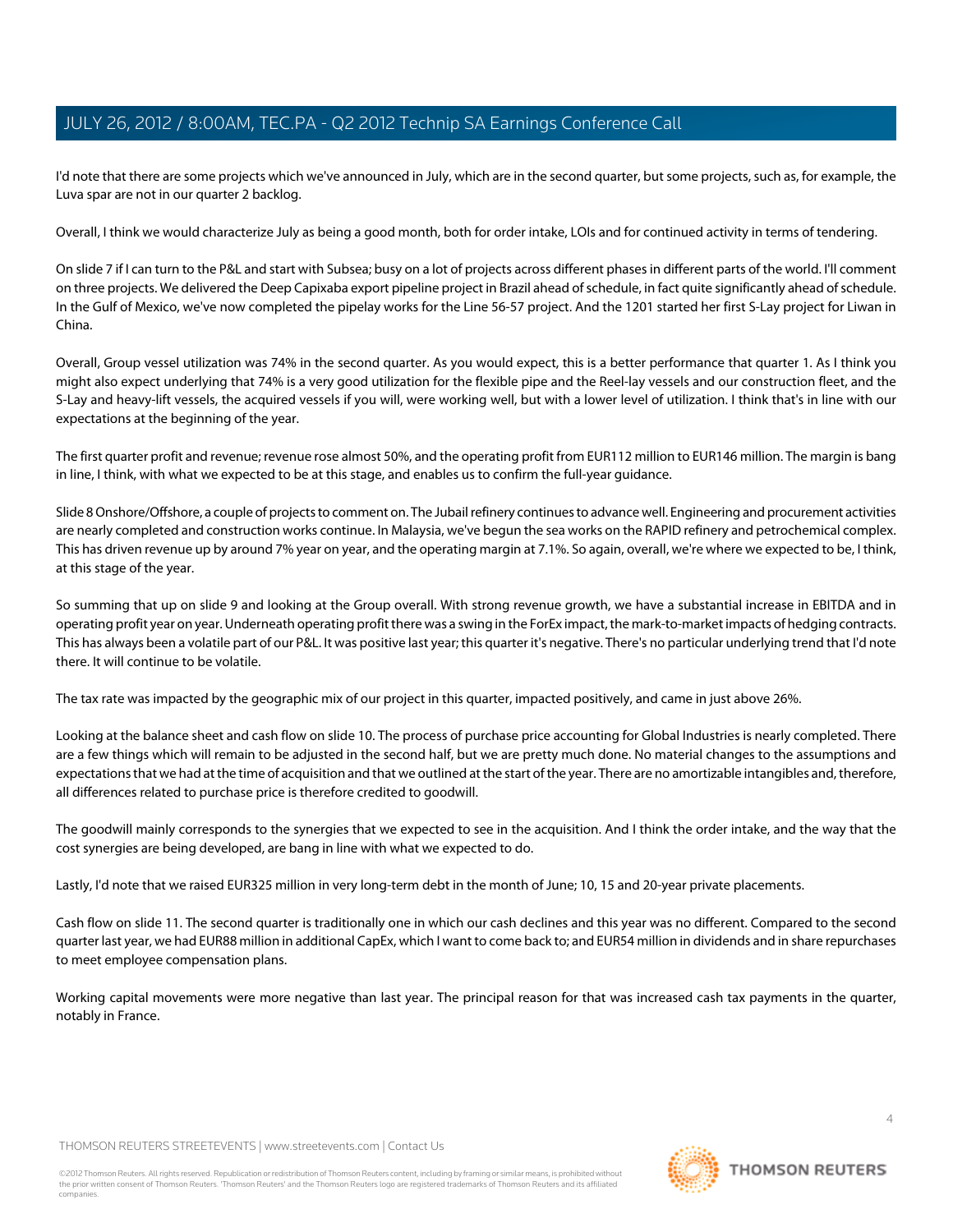I'd note that there are some projects which we've announced in July, which are in the second quarter, but some projects, such as, for example, the Luva spar are not in our quarter 2 backlog.

Overall, I think we would characterize July as being a good month, both for order intake, LOIs and for continued activity in terms of tendering.

On slide 7 if I can turn to the P&L and start with Subsea; busy on a lot of projects across different phases in different parts of the world. I'll comment on three projects. We delivered the Deep Capixaba export pipeline project in Brazil ahead of schedule, in fact quite significantly ahead of schedule. In the Gulf of Mexico, we've now completed the pipelay works for the Line 56-57 project. And the 1201 started her first S-Lay project for Liwan in China.

Overall, Group vessel utilization was 74% in the second quarter. As you would expect, this is a better performance that quarter 1. As I think you might also expect underlying that 74% is a very good utilization for the flexible pipe and the Reel-lay vessels and our construction fleet, and the S-Lay and heavy-lift vessels, the acquired vessels if you will, were working well, but with a lower level of utilization. I think that's in line with our expectations at the beginning of the year.

The first quarter profit and revenue; revenue rose almost 50%, and the operating profit from EUR112 million to EUR146 million. The margin is bang in line, I think, with what we expected to be at this stage, and enables us to confirm the full-year guidance.

Slide 8 Onshore/Offshore, a couple of projects to comment on. The Jubail refinery continues to advance well. Engineering and procurement activities are nearly completed and construction works continue. In Malaysia, we've begun the sea works on the RAPID refinery and petrochemical complex. This has driven revenue up by around 7% year on year, and the operating margin at 7.1%. So again, overall, we're where we expected to be, I think, at this stage of the year.

So summing that up on slide 9 and looking at the Group overall. With strong revenue growth, we have a substantial increase in EBITDA and in operating profit year on year. Underneath operating profit there was a swing in the ForEx impact, the mark-to-market impacts of hedging contracts. This has always been a volatile part of our P&L. It was positive last year; this quarter it's negative. There's no particular underlying trend that I'd note there. It will continue to be volatile.

The tax rate was impacted by the geographic mix of our project in this quarter, impacted positively, and came in just above 26%.

Looking at the balance sheet and cash flow on slide 10. The process of purchase price accounting for Global Industries is nearly completed. There are a few things which will remain to be adjusted in the second half, but we are pretty much done. No material changes to the assumptions and expectations that we had at the time of acquisition and that we outlined at the start of the year. There are no amortizable intangibles and, therefore, all differences related to purchase price is therefore credited to goodwill.

The goodwill mainly corresponds to the synergies that we expected to see in the acquisition. And I think the order intake, and the way that the cost synergies are being developed, are bang in line with what we expected to do.

Lastly, I'd note that we raised EUR325 million in very long-term debt in the month of June; 10, 15 and 20-year private placements.

Cash flow on slide 11. The second quarter is traditionally one in which our cash declines and this year was no different. Compared to the second quarter last year, we had EUR88 million in additional CapEx, which I want to come back to; and EUR54 million in dividends and in share repurchases to meet employee compensation plans.

Working capital movements were more negative than last year. The principal reason for that was increased cash tax payments in the quarter, notably in France.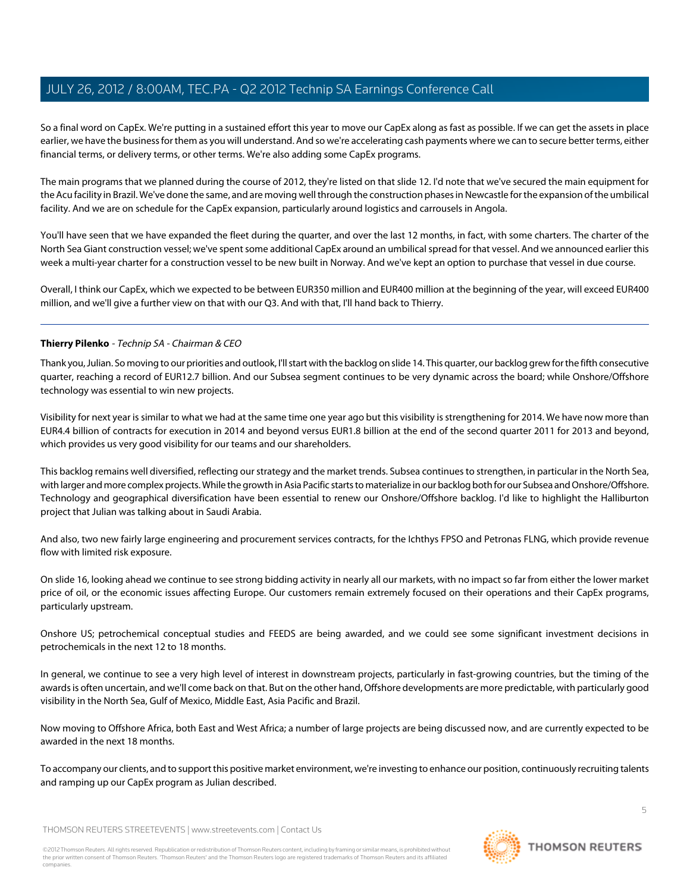So a final word on CapEx. We're putting in a sustained effort this year to move our CapEx along as fast as possible. If we can get the assets in place earlier, we have the business for them as you will understand. And so we're accelerating cash payments where we can to secure better terms, either financial terms, or delivery terms, or other terms. We're also adding some CapEx programs.

The main programs that we planned during the course of 2012, they're listed on that slide 12. I'd note that we've secured the main equipment for the Acu facility in Brazil. We've done the same, and are moving well through the construction phases in Newcastle for the expansion of the umbilical facility. And we are on schedule for the CapEx expansion, particularly around logistics and carrousels in Angola.

You'll have seen that we have expanded the fleet during the quarter, and over the last 12 months, in fact, with some charters. The charter of the North Sea Giant construction vessel; we've spent some additional CapEx around an umbilical spread for that vessel. And we announced earlier this week a multi-year charter for a construction vessel to be new built in Norway. And we've kept an option to purchase that vessel in due course.

Overall, I think our CapEx, which we expected to be between EUR350 million and EUR400 million at the beginning of the year, will exceed EUR400 million, and we'll give a further view on that with our Q3. And with that, I'll hand back to Thierry.

---

**Thierry Pilenko** - *Technip SA - Chairman & CEO*

Thank you, Julian. So moving to our priorities and outlook, I'll start with the backlog on slide 14. This quarter, our backlog grew for the fifth consecutive quarter, reaching a record of EUR12.7 billion. And our Subsea segment continues to be very dynamic across the board; while Onshore/Offshore technology was essential to win new projects.

Visibility for next year is similar to what we had at the same time one year ago but this visibility is strengthening for 2014. We have now more than EUR4.4 billion of contracts for execution in 2014 and beyond versus EUR1.8 billion at the end of the second quarter 2011 for 2013 and beyond, which provides us very good visibility for our teams and our shareholders.

This backlog remains well diversified, reflecting our strategy and the market trends. Subsea continues to strengthen, in particular in the North Sea, with larger and more complex projects. While the growth in Asia Pacific starts to materialize in our backlog both for our Subsea and Onshore/Offshore. Technology and geographical diversification have been essential to renew our Onshore/Offshore backlog. I'd like to highlight the Halliburton project that Julian was talking about in Saudi Arabia.

And also, two new fairly large engineering and procurement services contracts, for the Ichthys FPSO and Petronas FLNG, which provide revenue flow with limited risk exposure.

On slide 16, looking ahead we continue to see strong bidding activity in nearly all our markets, with no impact so far from either the lower market price of oil, or the economic issues affecting Europe. Our customers remain extremely focused on their operations and their CapEx programs, particularly upstream.

Onshore US; petrochemical conceptual studies and FEEDS are being awarded, and we could see some significant investment decisions in petrochemicals in the next 12 to 18 months.

In general, we continue to see a very high level of interest in downstream projects, particularly in fast-growing countries, but the timing of the awards is often uncertain, and we'll come back on that. But on the other hand, Offshore developments are more predictable, with particularly good visibility in the North Sea, Gulf of Mexico, Middle East, Asia Pacific and Brazil.

Now moving to Offshore Africa, both East and West Africa; a number of large projects are being discussed now, and are currently expected to be awarded in the next 18 months.

To accompany our clients, and to support this positive market environment, we're investing to enhance our position, continuously recruiting talents and ramping up our CapEx program as Julian described.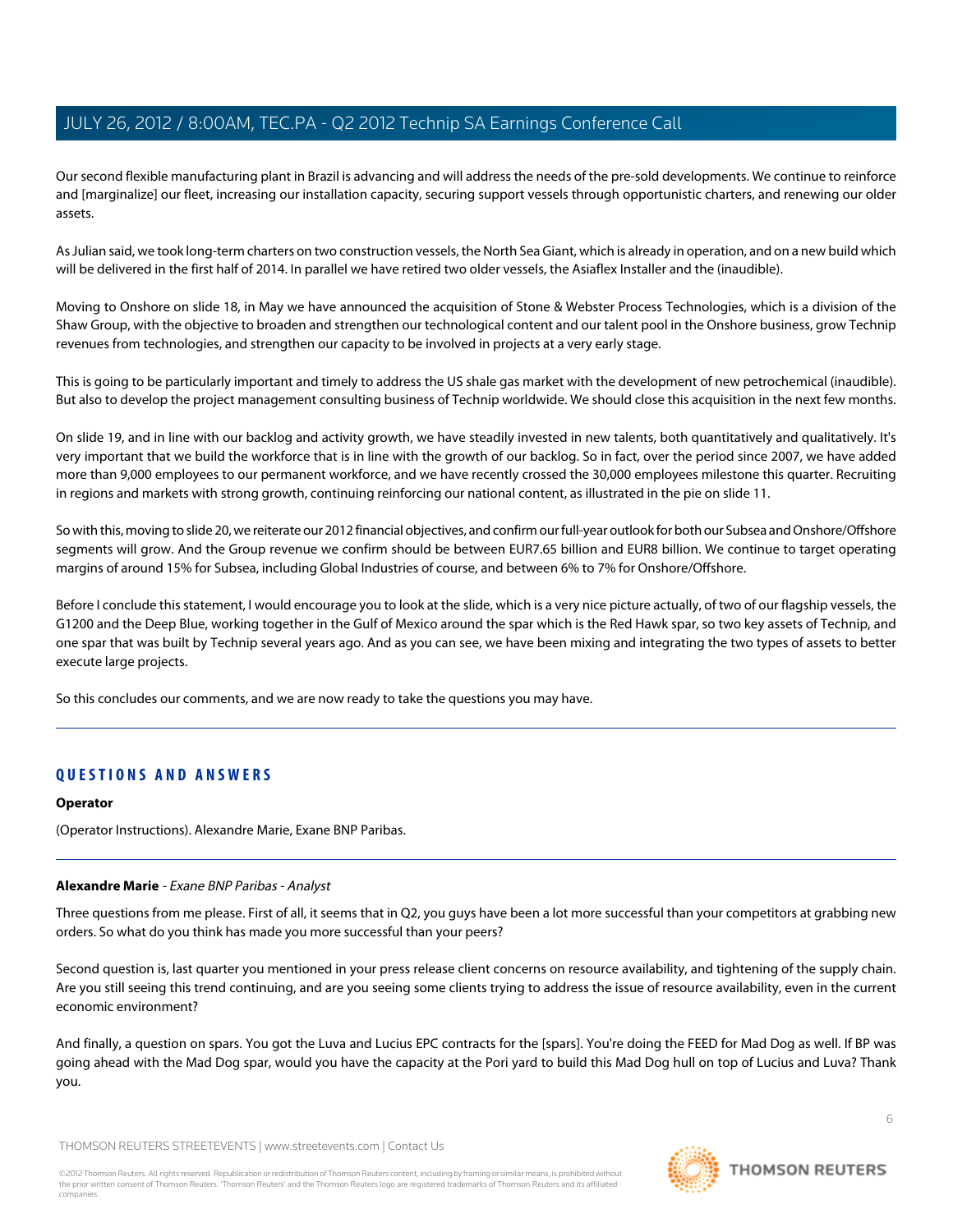Our second flexible manufacturing plant in Brazil is advancing and will address the needs of the pre-sold developments. We continue to reinforce and [marginalize] our fleet, increasing our installation capacity, securing support vessels through opportunistic charters, and renewing our older assets.

As Julian said, we took long-term charters on two construction vessels, the North Sea Giant, which is already in operation, and on a new build which will be delivered in the first half of 2014. In parallel we have retired two older vessels, the Asiaflex Installer and the (inaudible).

Moving to Onshore on slide 18, in May we have announced the acquisition of Stone & Webster Process Technologies, which is a division of the Shaw Group, with the objective to broaden and strengthen our technological content and our talent pool in the Onshore business, grow Technip revenues from technologies, and strengthen our capacity to be involved in projects at a very early stage.

This is going to be particularly important and timely to address the US shale gas market with the development of new petrochemical (inaudible). But also to develop the project management consulting business of Technip worldwide. We should close this acquisition in the next few months.

On slide 19, and in line with our backlog and activity growth, we have steadily invested in new talents, both quantitatively and qualitatively. It's very important that we build the workforce that is in line with the growth of our backlog. So in fact, over the period since 2007, we have added more than 9,000 employees to our permanent workforce, and we have recently crossed the 30,000 employees milestone this quarter. Recruiting in regions and markets with strong growth, continuing reinforcing our national content, as illustrated in the pie on slide 11.

So with this, moving to slide 20, we reiterate our 2012 financial objectives, and confirm our full-year outlook for both our Subsea and Onshore/Offshore segments will grow. And the Group revenue we confirm should be between EUR7.65 billion and EUR8 billion. We continue to target operating margins of around 15% for Subsea, including Global Industries of course, and between 6% to 7% for Onshore/Offshore.

Before I conclude this statement, I would encourage you to look at the slide, which is a very nice picture actually, of two of our flagship vessels, the G1200 and the Deep Blue, working together in the Gulf of Mexico around the spar which is the Red Hawk spar, so two key assets of Technip, and one spar that was built by Technip several years ago. And as you can see, we have been mixing and integrating the two types of assets to better execute large projects.

So this concludes our comments, and we are now ready to take the questions you may have.

## QUESTIONS AND ANSWERS

**Operator**

(Operator Instructions). Alexandre Marie, Exane BNP Paribas.

**Alexandre Marie** - *Exane BNP Paribas - Analyst*

Three questions from me please. First of all, it seems that in Q2, you guys have been a lot more successful than your competitors at grabbing new orders. So what do you think has made you more successful than your peers?

Second question is, last quarter you mentioned in your press release client concerns on resource availability, and tightening of the supply chain. Are you still seeing this trend continuing, and are you seeing some clients trying to address the issue of resource availability, even in the current economic environment?

And finally, a question on spars. You got the Luva and Lucius EPC contracts for the [spars]. You're doing the FEED for Mad Dog as well. If BP was going ahead with the Mad Dog spar, would you have the capacity at the Pori yard to build this Mad Dog hull on top of Lucius and Luva? Thank you.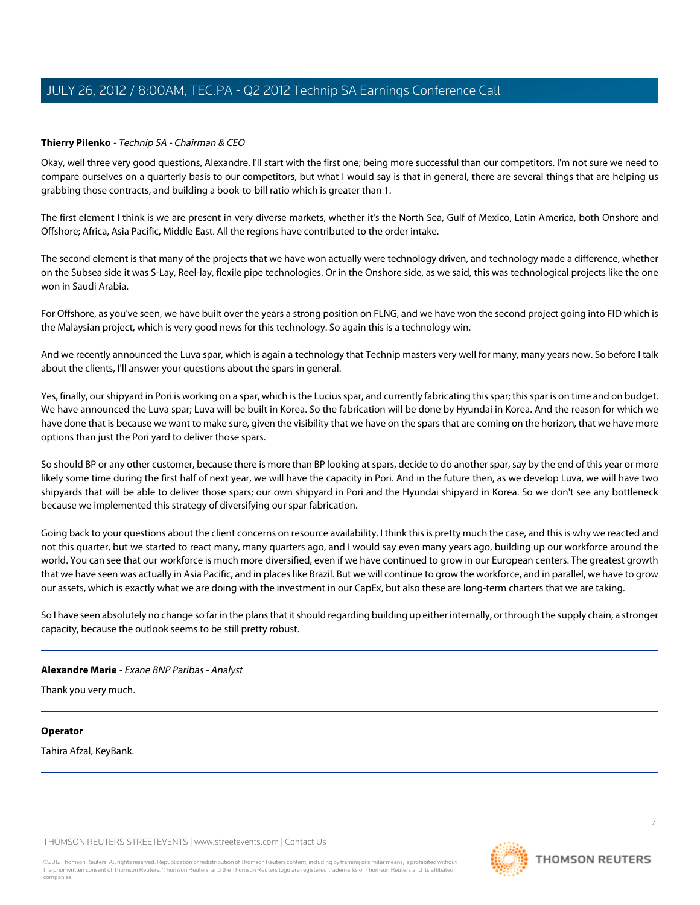**Thierry Pilenko** - *Technip SA - Chairman & CEO*

Okay, well three very good questions, Alexandre. I'll start with the first one; being more successful than our competitors. I'm not sure we need to compare ourselves on a quarterly basis to our competitors, but what I would say is that in general, there are several things that are helping us grabbing those contracts, and building a book-to-bill ratio which is greater than 1.

The first element I think is we are present in very diverse markets, whether it's the North Sea, Gulf of Mexico, Latin America, both Onshore and Offshore; Africa, Asia Pacific, Middle East. All the regions have contributed to the order intake.

The second element is that many of the projects that we have won actually were technology driven, and technology made a difference, whether on the Subsea side it was S-Lay, Reel-lay, flexile pipe technologies. Or in the Onshore side, as we said, this was technological projects like the one won in Saudi Arabia.

For Offshore, as you've seen, we have built over the years a strong position on FLNG, and we have won the second project going into FID which is the Malaysian project, which is very good news for this technology. So again this is a technology win.

And we recently announced the Luva spar, which is again a technology that Technip masters very well for many, many years now. So before I talk about the clients, I'll answer your questions about the spars in general.

Yes, finally, our shipyard in Pori is working on a spar, which is the Lucius spar, and currently fabricating this spar; this spar is on time and on budget. We have announced the Luva spar; Luva will be built in Korea. So the fabrication will be done by Hyundai in Korea. And the reason for which we have done that is because we want to make sure, given the visibility that we have on the spars that are coming on the horizon, that we have more options than just the Pori yard to deliver those spars.

So should BP or any other customer, because there is more than BP looking at spars, decide to do another spar, say by the end of this year or more likely some time during the first half of next year, we will have the capacity in Pori. And in the future then, as we develop Luva, we will have two shipyards that will be able to deliver those spars; our own shipyard in Pori and the Hyundai shipyard in Korea. So we don't see any bottleneck because we implemented this strategy of diversifying our spar fabrication.

Going back to your questions about the client concerns on resource availability. I think this is pretty much the case, and this is why we reacted and not this quarter, but we started to react many, many quarters ago, and I would say even many years ago, building up our workforce around the world. You can see that our workforce is much more diversified, even if we have continued to grow in our European centers. The greatest growth that we have seen was actually in Asia Pacific, and in places like Brazil. But we will continue to grow the workforce, and in parallel, we have to grow our assets, which is exactly what we are doing with the investment in our CapEx, but also these are long-term charters that we are taking.

So I have seen absolutely no change so far in the plans that it should regarding building up either internally, or through the supply chain, a stronger capacity, because the outlook seems to be still pretty robust.

---

**Alexandre Marie** - *Exane BNP Paribas - Analyst*

Thank you very much.

---

**Operator**

Tahira Afzal, KeyBank.

---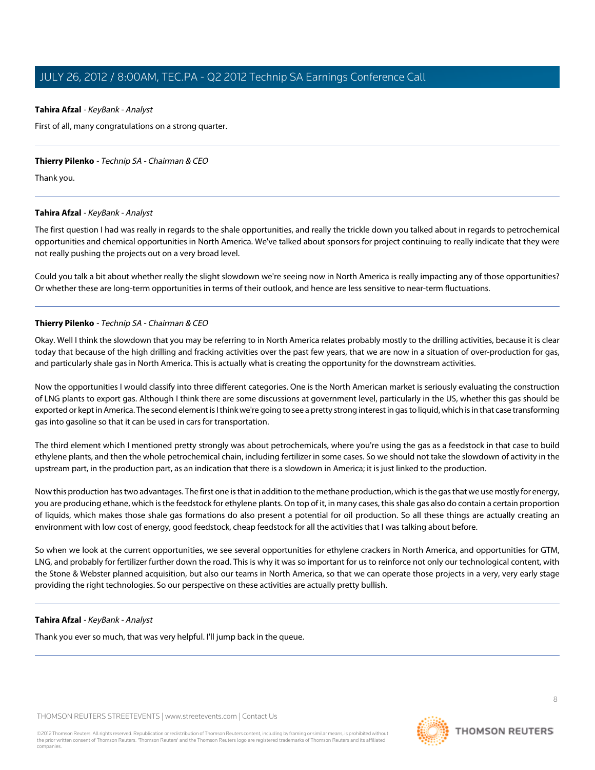**Tahira Afzal** - *KeyBank - Analyst*

First of all, many congratulations on a strong quarter.

---

**Thierry Pilenko** - *Technip SA - Chairman & CEO*

Thank you.

---

**Tahira Afzal** - *KeyBank - Analyst*

The first question I had was really in regards to the shale opportunities, and really the trickle down you talked about in regards to petrochemical opportunities and chemical opportunities in North America. We've talked about sponsors for project continuing to really indicate that they were not really pushing the projects out on a very broad level.

Could you talk a bit about whether really the slight slowdown we're seeing now in North America is really impacting any of those opportunities? Or whether these are long-term opportunities in terms of their outlook, and hence are less sensitive to near-term fluctuations.

---

**Thierry Pilenko** - *Technip SA - Chairman & CEO*

Okay. Well I think the slowdown that you may be referring to in North America relates probably mostly to the drilling activities, because it is clear today that because of the high drilling and fracking activities over the past few years, that we are now in a situation of over-production for gas, and particularly shale gas in North America. This is actually what is creating the opportunity for the downstream activities.

Now the opportunities I would classify into three different categories. One is the North American market is seriously evaluating the construction of LNG plants to export gas. Although I think there are some discussions at government level, particularly in the US, whether this gas should be exported or kept in America. The second element is I think we're going to see a pretty strong interest in gas to liquid, which is in that case transforming gas into gasoline so that it can be used in cars for transportation.

The third element which I mentioned pretty strongly was about petrochemicals, where you're using the gas as a feedstock in that case to build ethylene plants, and then the whole petrochemical chain, including fertilizer in some cases. So we should not take the slowdown of activity in the upstream part, in the production part, as an indication that there is a slowdown in America; it is just linked to the production.

Now this production has two advantages. The first one is that in addition to the methane production, which is the gas that we use mostly for energy, you are producing ethane, which is the feedstock for ethylene plants. On top of it, in many cases, this shale gas also do contain a certain proportion of liquids, which makes those shale gas formations do also present a potential for oil production. So all these things are actually creating an environment with low cost of energy, good feedstock, cheap feedstock for all the activities that I was talking about before.

So when we look at the current opportunities, we see several opportunities for ethylene crackers in North America, and opportunities for GTM, LNG, and probably for fertilizer further down the road. This is why it was so important for us to reinforce not only our technological content, with the Stone & Webster planned acquisition, but also our teams in North America, so that we can operate those projects in a very, very early stage providing the right technologies. So our perspective on these activities are actually pretty bullish.

---

**Tahira Afzal** - *KeyBank - Analyst*

Thank you ever so much, that was very helpful. I'll jump back in the queue.

---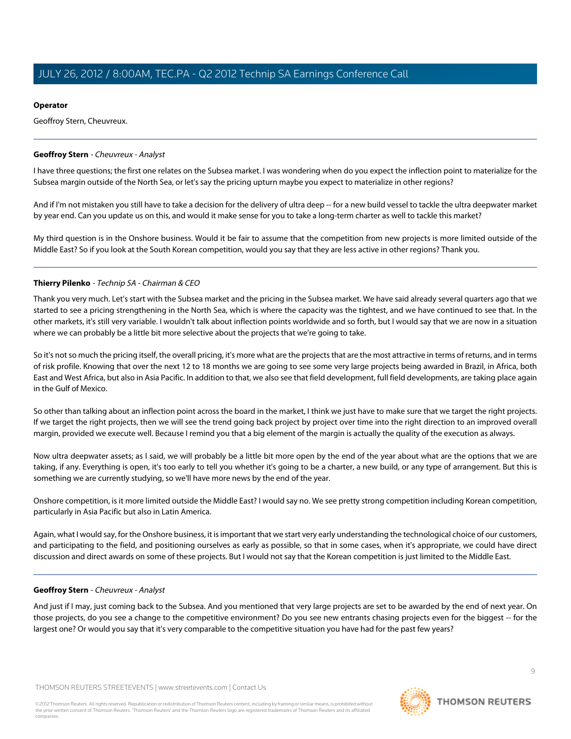**Operator**

Geoffroy Stern, Cheuvreux.

---

**Geoffroy Stern** - *Cheuvreux - Analyst*

I have three questions; the first one relates on the Subsea market. I was wondering when do you expect the inflection point to materialize for the Subsea margin outside of the North Sea, or let's say the pricing upturn maybe you expect to materialize in other regions?

And if I'm not mistaken you still have to take a decision for the delivery of ultra deep -- for a new build vessel to tackle the ultra deepwater market by year end. Can you update us on this, and would it make sense for you to take a long-term charter as well to tackle this market?

My third question is in the Onshore business. Would it be fair to assume that the competition from new projects is more limited outside of the Middle East? So if you look at the South Korean competition, would you say that they are less active in other regions? Thank you.

---

**Thierry Pilenko** - *Technip SA - Chairman & CEO*

Thank you very much. Let's start with the Subsea market and the pricing in the Subsea market. We have said already several quarters ago that we started to see a pricing strengthening in the North Sea, which is where the capacity was the tightest, and we have continued to see that. In the other markets, it's still very variable. I wouldn't talk about inflection points worldwide and so forth, but I would say that we are now in a situation where we can probably be a little bit more selective about the projects that we're going to take.

So it's not so much the pricing itself, the overall pricing, it's more what are the projects that are the most attractive in terms of returns, and in terms of risk profile. Knowing that over the next 12 to 18 months we are going to see some very large projects being awarded in Brazil, in Africa, both East and West Africa, but also in Asia Pacific. In addition to that, we also see that field development, full field developments, are taking place again in the Gulf of Mexico.

So other than talking about an inflection point across the board in the market, I think we just have to make sure that we target the right projects. If we target the right projects, then we will see the trend going back project by project over time into the right direction to an improved overall margin, provided we execute well. Because I remind you that a big element of the margin is actually the quality of the execution as always.

Now ultra deepwater assets; as I said, we will probably be a little bit more open by the end of the year about what are the options that we are taking, if any. Everything is open, it's too early to tell you whether it's going to be a charter, a new build, or any type of arrangement. But this is something we are currently studying, so we'll have more news by the end of the year.

Onshore competition, is it more limited outside the Middle East? I would say no. We see pretty strong competition including Korean competition, particularly in Asia Pacific but also in Latin America.

Again, what I would say, for the Onshore business, it is important that we start very early understanding the technological choice of our customers, and participating to the field, and positioning ourselves as early as possible, so that in some cases, when it's appropriate, we could have direct discussion and direct awards on some of these projects. But I would not say that the Korean competition is just limited to the Middle East.

---

**Geoffroy Stern** - *Cheuvreux - Analyst*

And just if I may, just coming back to the Subsea. And you mentioned that very large projects are set to be awarded by the end of next year. On those projects, do you see a change to the competitive environment? Do you see new entrants chasing projects even for the biggest -- for the largest one? Or would you say that it's very comparable to the competitive situation you have had for the past few years?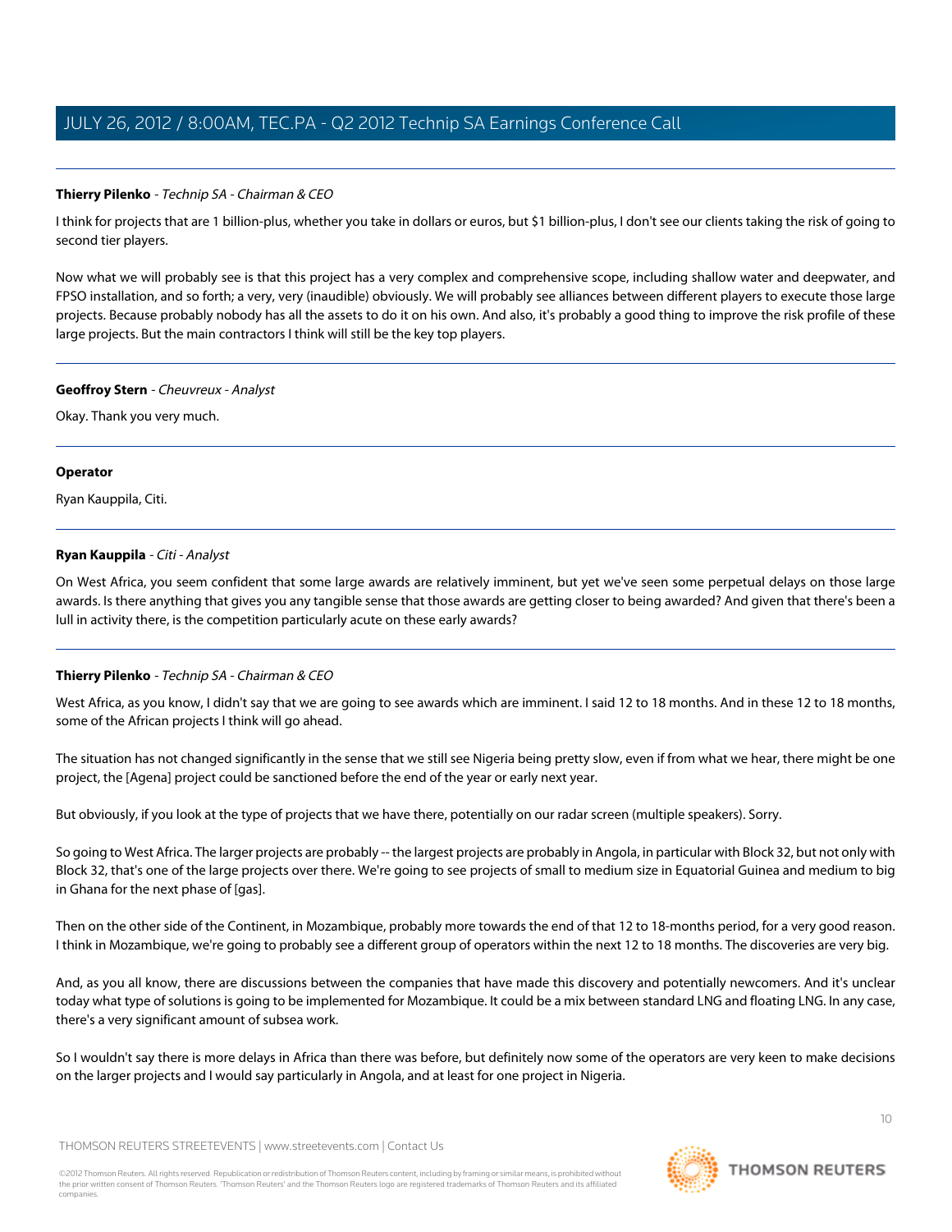**Thierry Pilenko** - *Technip SA - Chairman & CEO*

I think for projects that are 1 billion-plus, whether you take in dollars or euros, but $1 billion-plus, I don't see our clients taking the risk of going to second tier players.

Now what we will probably see is that this project has a very complex and comprehensive scope, including shallow water and deepwater, and FPSO installation, and so forth; a very, very (inaudible) obviously. We will probably see alliances between different players to execute those large projects. Because probably nobody has all the assets to do it on his own. And also, it's probably a good thing to improve the risk profile of these large projects. But the main contractors I think will still be the key top players.

---

**Geoffroy Stern** - *Cheuvreux - Analyst*

Okay. Thank you very much.

---

**Operator**

Ryan Kauppila, Citi.

---

**Ryan Kauppila** - *Citi - Analyst*

On West Africa, you seem confident that some large awards are relatively imminent, but yet we've seen some perpetual delays on those large awards. Is there anything that gives you any tangible sense that those awards are getting closer to being awarded? And given that there's been a lull in activity there, is the competition particularly acute on these early awards?

---

**Thierry Pilenko** - *Technip SA - Chairman & CEO*

West Africa, as you know, I didn't say that we are going to see awards which are imminent. I said 12 to 18 months. And in these 12 to 18 months, some of the African projects I think will go ahead.

The situation has not changed significantly in the sense that we still see Nigeria being pretty slow, even if from what we hear, there might be one project, the [Agena] project could be sanctioned before the end of the year or early next year.

But obviously, if you look at the type of projects that we have there, potentially on our radar screen (multiple speakers). Sorry.

So going to West Africa. The larger projects are probably -- the largest projects are probably in Angola, in particular with Block 32, but not only with Block 32, that's one of the large projects over there. We're going to see projects of small to medium size in Equatorial Guinea and medium to big in Ghana for the next phase of [gas].

Then on the other side of the Continent, in Mozambique, probably more towards the end of that 12 to 18-months period, for a very good reason. I think in Mozambique, we're going to probably see a different group of operators within the next 12 to 18 months. The discoveries are very big.

And, as you all know, there are discussions between the companies that have made this discovery and potentially newcomers. And it's unclear today what type of solutions is going to be implemented for Mozambique. It could be a mix between standard LNG and floating LNG. In any case, there's a very significant amount of subsea work.

So I wouldn't say there is more delays in Africa than there was before, but definitely now some of the operators are very keen to make decisions on the larger projects and I would say particularly in Angola, and at least for one project in Nigeria.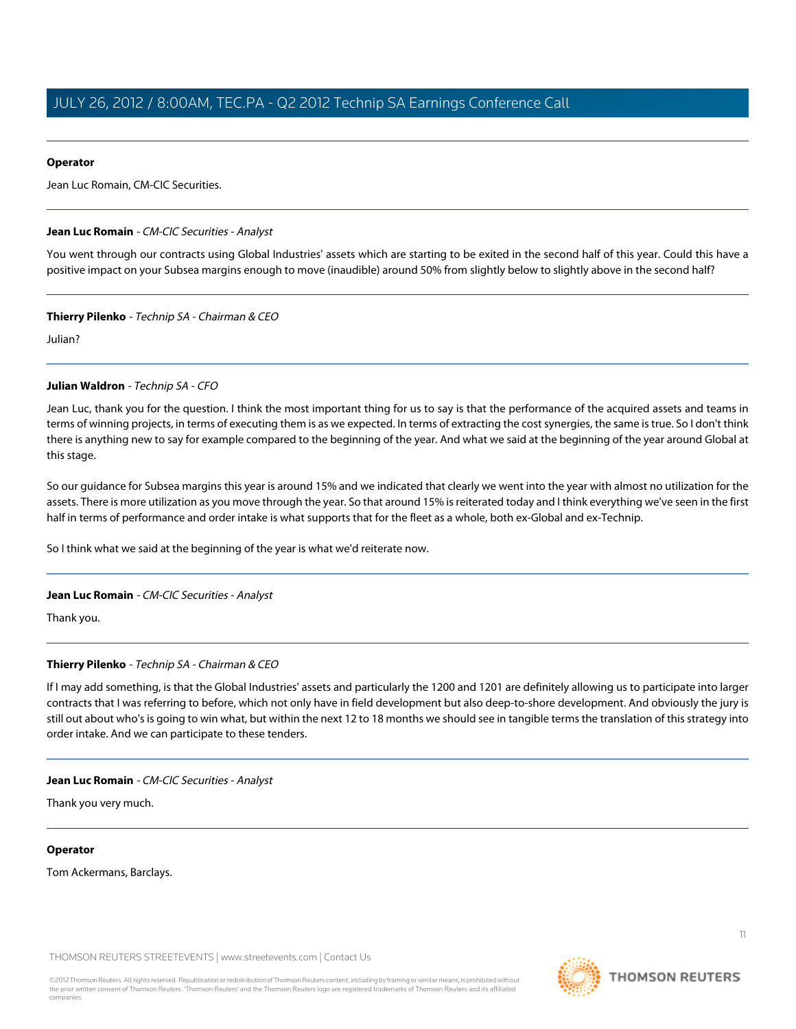**Operator**

Jean Luc Romain, CM-CIC Securities.

---

**Jean Luc Romain** - *CM-CIC Securities - Analyst*

You went through our contracts using Global Industries' assets which are starting to be exited in the second half of this year. Could this have a positive impact on your Subsea margins enough to move (inaudible) around 50% from slightly below to slightly above in the second half?

---

**Thierry Pilenko** - *Technip SA - Chairman & CEO*

Julian?

---

**Julian Waldron** - *Technip SA - CFO*

Jean Luc, thank you for the question. I think the most important thing for us to say is that the performance of the acquired assets and teams in terms of winning projects, in terms of executing them is as we expected. In terms of extracting the cost synergies, the same is true. So I don't think there is anything new to say for example compared to the beginning of the year. And what we said at the beginning of the year around Global at this stage.

So our guidance for Subsea margins this year is around 15% and we indicated that clearly we went into the year with almost no utilization for the assets. There is more utilization as you move through the year. So that around 15% is reiterated today and I think everything we've seen in the first half in terms of performance and order intake is what supports that for the fleet as a whole, both ex-Global and ex-Technip.

So I think what we said at the beginning of the year is what we'd reiterate now.

---

**Jean Luc Romain** - *CM-CIC Securities - Analyst*

Thank you.

---

**Thierry Pilenko** - *Technip SA - Chairman & CEO*

If I may add something, is that the Global Industries' assets and particularly the 1200 and 1201 are definitely allowing us to participate into larger contracts that I was referring to before, which not only have in field development but also deep-to-shore development. And obviously the jury is still out about who's is going to win what, but within the next 12 to 18 months we should see in tangible terms the translation of this strategy into order intake. And we can participate to these tenders.

---

**Jean Luc Romain** - *CM-CIC Securities - Analyst*

Thank you very much.

---

**Operator**

Tom Ackermans, Barclays.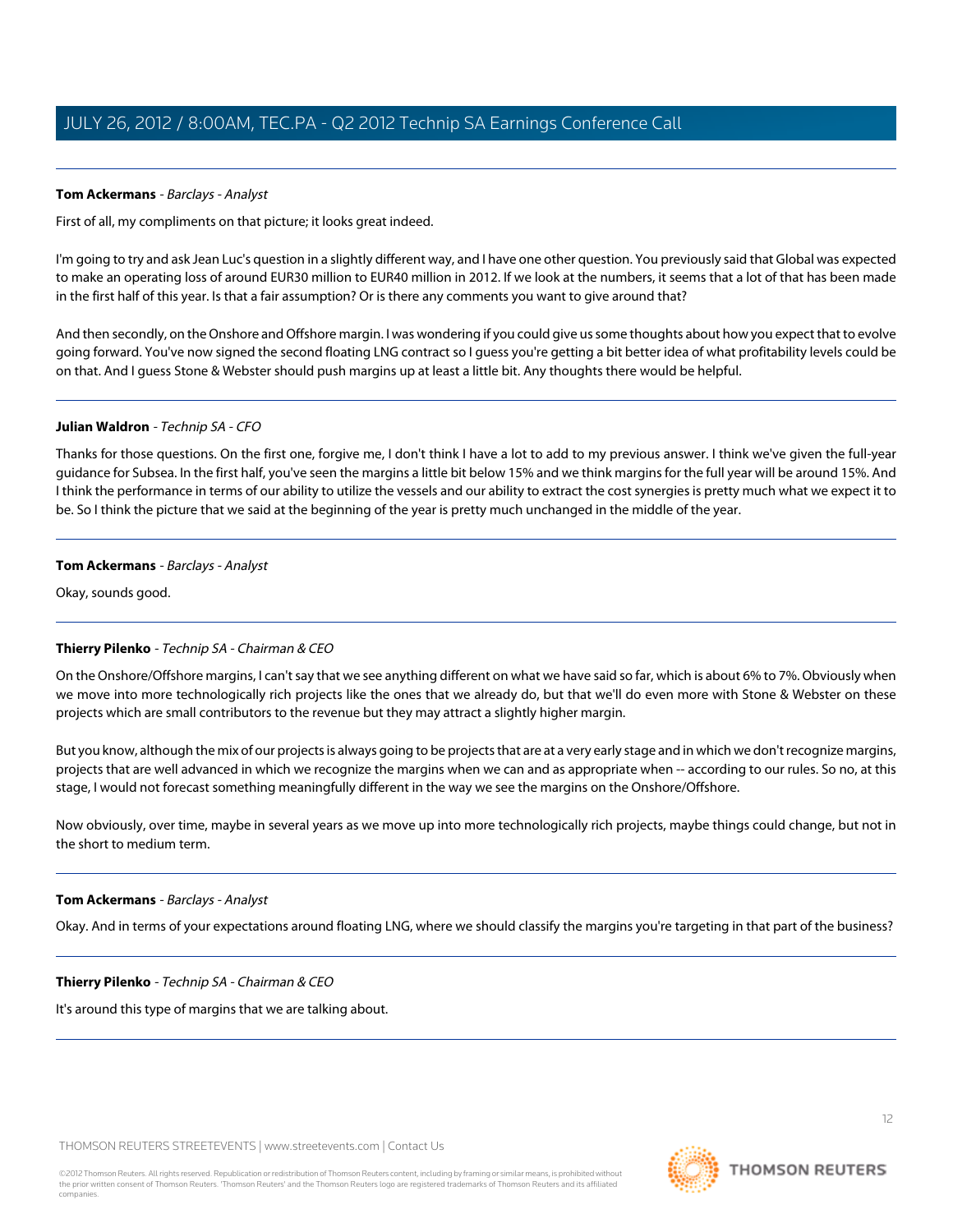**Tom Ackermans** - *Barclays - Analyst*

First of all, my compliments on that picture; it looks great indeed.

I'm going to try and ask Jean Luc's question in a slightly different way, and I have one other question. You previously said that Global was expected to make an operating loss of around EUR30 million to EUR40 million in 2012. If we look at the numbers, it seems that a lot of that has been made in the first half of this year. Is that a fair assumption? Or is there any comments you want to give around that?

And then secondly, on the Onshore and Offshore margin. I was wondering if you could give us some thoughts about how you expect that to evolve going forward. You've now signed the second floating LNG contract so I guess you're getting a bit better idea of what profitability levels could be on that. And I guess Stone & Webster should push margins up at least a little bit. Any thoughts there would be helpful.

---

**Julian Waldron** - *Technip SA - CFO*

Thanks for those questions. On the first one, forgive me, I don't think I have a lot to add to my previous answer. I think we've given the full-year guidance for Subsea. In the first half, you've seen the margins a little bit below 15% and we think margins for the full year will be around 15%. And I think the performance in terms of our ability to utilize the vessels and our ability to extract the cost synergies is pretty much what we expect it to be. So I think the picture that we said at the beginning of the year is pretty much unchanged in the middle of the year.

---

**Tom Ackermans** - *Barclays - Analyst*

Okay, sounds good.

---

**Thierry Pilenko** - *Technip SA - Chairman & CEO*

On the Onshore/Offshore margins, I can't say that we see anything different on what we have said so far, which is about 6% to 7%. Obviously when we move into more technologically rich projects like the ones that we already do, but that we'll do even more with Stone & Webster on these projects which are small contributors to the revenue but they may attract a slightly higher margin.

But you know, although the mix of our projects is always going to be projects that are at a very early stage and in which we don't recognize margins, projects that are well advanced in which we recognize the margins when we can and as appropriate when -- according to our rules. So no, at this stage, I would not forecast something meaningfully different in the way we see the margins on the Onshore/Offshore.

Now obviously, over time, maybe in several years as we move up into more technologically rich projects, maybe things could change, but not in the short to medium term.

---

**Tom Ackermans** - *Barclays - Analyst*

Okay. And in terms of your expectations around floating LNG, where we should classify the margins you're targeting in that part of the business?

---

**Thierry Pilenko** - *Technip SA - Chairman & CEO*

It's around this type of margins that we are talking about.

---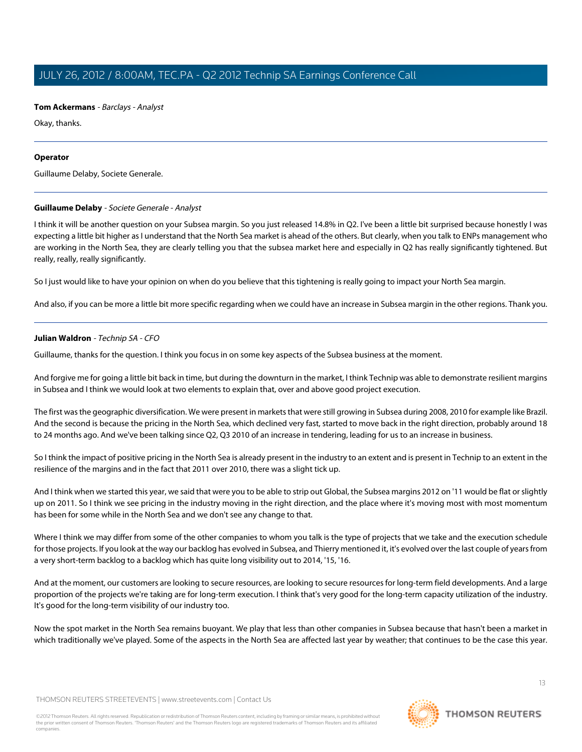**Tom Ackermans** - *Barclays - Analyst*

Okay, thanks.

---

**Operator**

Guillaume Delaby, Societe Generale.

---

**Guillaume Delaby** - *Societe Generale - Analyst*

I think it will be another question on your Subsea margin. So you just released 14.8% in Q2. I've been a little bit surprised because honestly I was expecting a little bit higher as I understand that the North Sea market is ahead of the others. But clearly, when you talk to ENPs management who are working in the North Sea, they are clearly telling you that the subsea market here and especially in Q2 has really significantly tightened. But really, really, really significantly.

So I just would like to have your opinion on when do you believe that this tightening is really going to impact your North Sea margin.

And also, if you can be more a little bit more specific regarding when we could have an increase in Subsea margin in the other regions. Thank you.

---

**Julian Waldron** - *Technip SA - CFO*

Guillaume, thanks for the question. I think you focus in on some key aspects of the Subsea business at the moment.

And forgive me for going a little bit back in time, but during the downturn in the market, I think Technip was able to demonstrate resilient margins in Subsea and I think we would look at two elements to explain that, over and above good project execution.

The first was the geographic diversification. We were present in markets that were still growing in Subsea during 2008, 2010 for example like Brazil. And the second is because the pricing in the North Sea, which declined very fast, started to move back in the right direction, probably around 18 to 24 months ago. And we've been talking since Q2, Q3 2010 of an increase in tendering, leading for us to an increase in business.

So I think the impact of positive pricing in the North Sea is already present in the industry to an extent and is present in Technip to an extent in the resilience of the margins and in the fact that 2011 over 2010, there was a slight tick up.

And I think when we started this year, we said that were you to be able to strip out Global, the Subsea margins 2012 on '11 would be flat or slightly up on 2011. So I think we see pricing in the industry moving in the right direction, and the place where it's moving most with most momentum has been for some while in the North Sea and we don't see any change to that.

Where I think we may differ from some of the other companies to whom you talk is the type of projects that we take and the execution schedule for those projects. If you look at the way our backlog has evolved in Subsea, and Thierry mentioned it, it's evolved over the last couple of years from a very short-term backlog to a backlog which has quite long visibility out to 2014, '15, '16.

And at the moment, our customers are looking to secure resources, are looking to secure resources for long-term field developments. And a large proportion of the projects we're taking are for long-term execution. I think that's very good for the long-term capacity utilization of the industry. It's good for the long-term visibility of our industry too.

Now the spot market in the North Sea remains buoyant. We play that less than other companies in Subsea because that hasn't been a market in which traditionally we've played. Some of the aspects in the North Sea are affected last year by weather; that continues to be the case this year.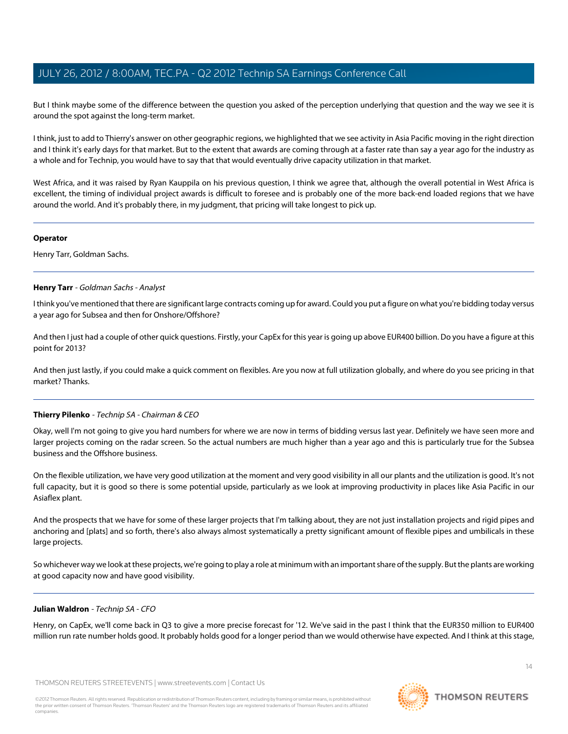But I think maybe some of the difference between the question you asked of the perception underlying that question and the way we see it is around the spot against the long-term market.

I think, just to add to Thierry's answer on other geographic regions, we highlighted that we see activity in Asia Pacific moving in the right direction and I think it's early days for that market. But to the extent that awards are coming through at a faster rate than say a year ago for the industry as a whole and for Technip, you would have to say that that would eventually drive capacity utilization in that market.

West Africa, and it was raised by Ryan Kauppila on his previous question, I think we agree that, although the overall potential in West Africa is excellent, the timing of individual project awards is difficult to foresee and is probably one of the more back-end loaded regions that we have around the world. And it's probably there, in my judgment, that pricing will take longest to pick up.

---

**Operator**

Henry Tarr, Goldman Sachs.

---

**Henry Tarr** - *Goldman Sachs - Analyst*

I think you've mentioned that there are significant large contracts coming up for award. Could you put a figure on what you're bidding today versus a year ago for Subsea and then for Onshore/Offshore?

And then I just had a couple of other quick questions. Firstly, your CapEx for this year is going up above EUR400 billion. Do you have a figure at this point for 2013?

And then just lastly, if you could make a quick comment on flexibles. Are you now at full utilization globally, and where do you see pricing in that market? Thanks.

---

**Thierry Pilenko** - *Technip SA - Chairman & CEO*

Okay, well I'm not going to give you hard numbers for where we are now in terms of bidding versus last year. Definitely we have seen more and larger projects coming on the radar screen. So the actual numbers are much higher than a year ago and this is particularly true for the Subsea business and the Offshore business.

On the flexible utilization, we have very good utilization at the moment and very good visibility in all our plants and the utilization is good. It's not full capacity, but it is good so there is some potential upside, particularly as we look at improving productivity in places like Asia Pacific in our Asiaflex plant.

And the prospects that we have for some of these larger projects that I'm talking about, they are not just installation projects and rigid pipes and anchoring and [plats] and so forth, there's also always almost systematically a pretty significant amount of flexible pipes and umbilicals in these large projects.

So whichever way we look at these projects, we're going to play a role at minimum with an important share of the supply. But the plants are working at good capacity now and have good visibility.

---

**Julian Waldron** - *Technip SA - CFO*

Henry, on CapEx, we'll come back in Q3 to give a more precise forecast for '12. We've said in the past I think that the EUR350 million to EUR400 million run rate number holds good. It probably holds good for a longer period than we would otherwise have expected. And I think at this stage,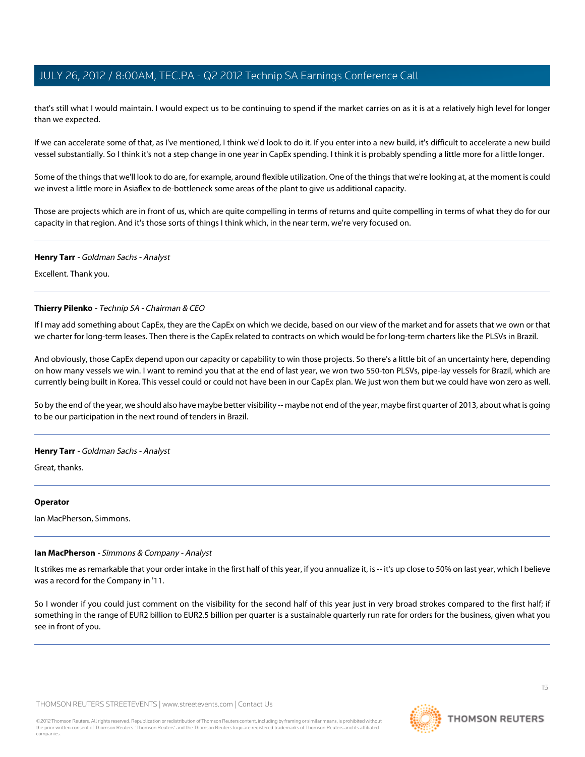that's still what I would maintain. I would expect us to be continuing to spend if the market carries on as it is at a relatively high level for longer than we expected.

If we can accelerate some of that, as I've mentioned, I think we'd look to do it. If you enter into a new build, it's difficult to accelerate a new build vessel substantially. So I think it's not a step change in one year in CapEx spending. I think it is probably spending a little more for a little longer.

Some of the things that we'll look to do are, for example, around flexible utilization. One of the things that we're looking at, at the moment is could we invest a little more in Asiaflex to de-bottleneck some areas of the plant to give us additional capacity.

Those are projects which are in front of us, which are quite compelling in terms of returns and quite compelling in terms of what they do for our capacity in that region. And it's those sorts of things I think which, in the near term, we're very focused on.

---

**Henry Tarr** - *Goldman Sachs - Analyst*

Excellent. Thank you.

---

**Thierry Pilenko** - *Technip SA - Chairman & CEO*

If I may add something about CapEx, they are the CapEx on which we decide, based on our view of the market and for assets that we own or that we charter for long-term leases. Then there is the CapEx related to contracts on which would be for long-term charters like the PLSVs in Brazil.

And obviously, those CapEx depend upon our capacity or capability to win those projects. So there's a little bit of an uncertainty here, depending on how many vessels we win. I want to remind you that at the end of last year, we won two 550-ton PLSVs, pipe-lay vessels for Brazil, which are currently being built in Korea. This vessel could or could not have been in our CapEx plan. We just won them but we could have won zero as well.

So by the end of the year, we should also have maybe better visibility -- maybe not end of the year, maybe first quarter of 2013, about what is going to be our participation in the next round of tenders in Brazil.

---

**Henry Tarr** - *Goldman Sachs - Analyst*

Great, thanks.

---

**Operator**

Ian MacPherson, Simmons.

---

**Ian MacPherson** - *Simmons & Company - Analyst*

It strikes me as remarkable that your order intake in the first half of this year, if you annualize it, is -- it's up close to 50% on last year, which I believe was a record for the Company in '11.

So I wonder if you could just comment on the visibility for the second half of this year just in very broad strokes compared to the first half; if something in the range of EUR2 billion to EUR2.5 billion per quarter is a sustainable quarterly run rate for orders for the business, given what you see in front of you.

---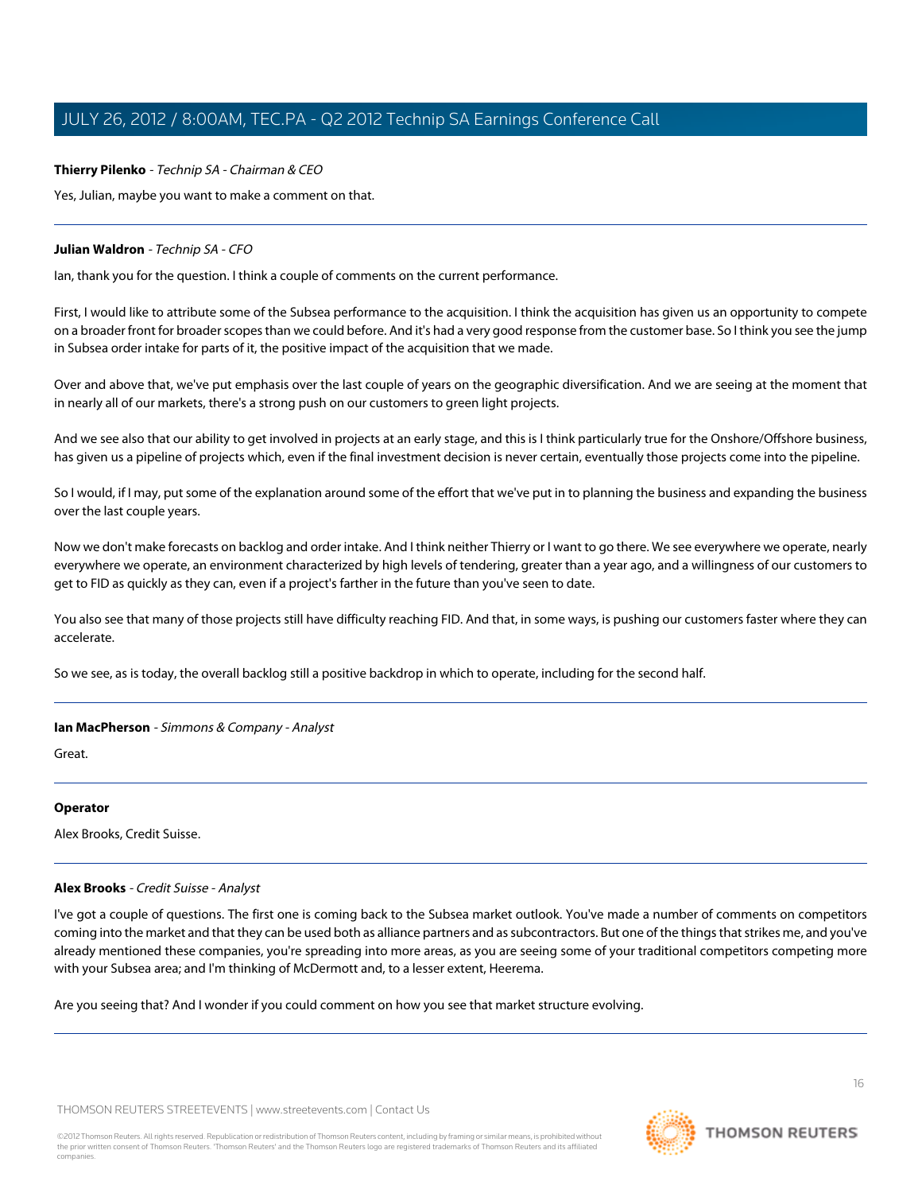**Thierry Pilenko** - *Technip SA - Chairman & CEO*

Yes, Julian, maybe you want to make a comment on that.

---

**Julian Waldron** - *Technip SA - CFO*

Ian, thank you for the question. I think a couple of comments on the current performance.

First, I would like to attribute some of the Subsea performance to the acquisition. I think the acquisition has given us an opportunity to compete on a broader front for broader scopes than we could before. And it's had a very good response from the customer base. So I think you see the jump in Subsea order intake for parts of it, the positive impact of the acquisition that we made.

Over and above that, we've put emphasis over the last couple of years on the geographic diversification. And we are seeing at the moment that in nearly all of our markets, there's a strong push on our customers to green light projects.

And we see also that our ability to get involved in projects at an early stage, and this is I think particularly true for the Onshore/Offshore business, has given us a pipeline of projects which, even if the final investment decision is never certain, eventually those projects come into the pipeline.

So I would, if I may, put some of the explanation around some of the effort that we've put in to planning the business and expanding the business over the last couple years.

Now we don't make forecasts on backlog and order intake. And I think neither Thierry or I want to go there. We see everywhere we operate, nearly everywhere we operate, an environment characterized by high levels of tendering, greater than a year ago, and a willingness of our customers to get to FID as quickly as they can, even if a project's farther in the future than you've seen to date.

You also see that many of those projects still have difficulty reaching FID. And that, in some ways, is pushing our customers faster where they can accelerate.

So we see, as is today, the overall backlog still a positive backdrop in which to operate, including for the second half.

---

**Ian MacPherson** - *Simmons & Company - Analyst*

Great.

---

**Operator**

Alex Brooks, Credit Suisse.

---

**Alex Brooks** - *Credit Suisse - Analyst*

I've got a couple of questions. The first one is coming back to the Subsea market outlook. You've made a number of comments on competitors coming into the market and that they can be used both as alliance partners and as subcontractors. But one of the things that strikes me, and you've already mentioned these companies, you're spreading into more areas, as you are seeing some of your traditional competitors competing more with your Subsea area; and I'm thinking of McDermott and, to a lesser extent, Heerema.

Are you seeing that? And I wonder if you could comment on how you see that market structure evolving.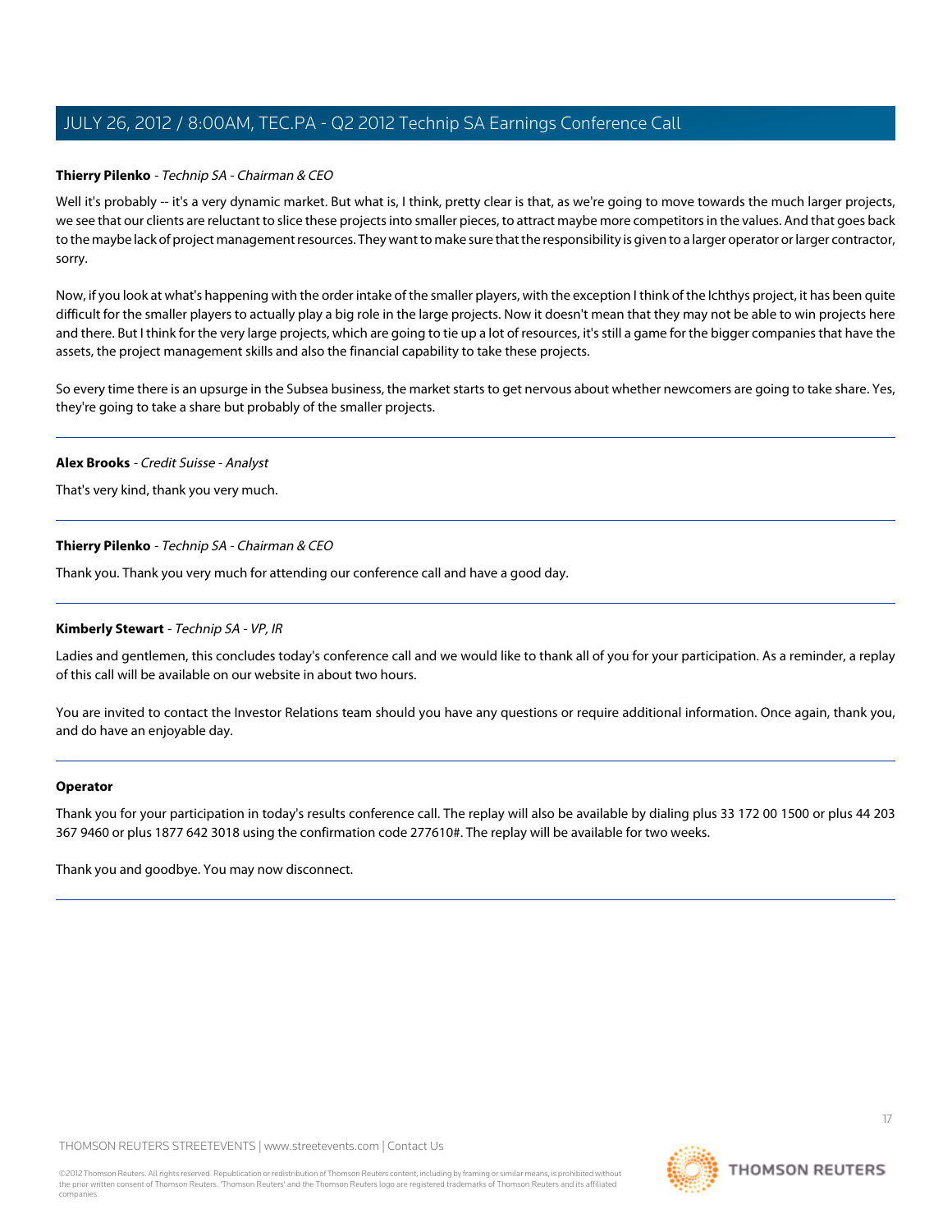**Thierry Pilenko** - *Technip SA - Chairman & CEO*

Well it's probably -- it's a very dynamic market. But what is, I think, pretty clear is that, as we're going to move towards the much larger projects, we see that our clients are reluctant to slice these projects into smaller pieces, to attract maybe more competitors in the values. And that goes back to the maybe lack of project management resources. They want to make sure that the responsibility is given to a larger operator or larger contractor, sorry.

Now, if you look at what's happening with the order intake of the smaller players, with the exception I think of the Ichthys project, it has been quite difficult for the smaller players to actually play a big role in the large projects. Now it doesn't mean that they may not be able to win projects here and there. But I think for the very large projects, which are going to tie up a lot of resources, it's still a game for the bigger companies that have the assets, the project management skills and also the financial capability to take these projects.

So every time there is an upsurge in the Subsea business, the market starts to get nervous about whether newcomers are going to take share. Yes, they're going to take a share but probably of the smaller projects.

---

**Alex Brooks** - *Credit Suisse - Analyst*

That's very kind, thank you very much.

---

**Thierry Pilenko** - *Technip SA - Chairman & CEO*

Thank you. Thank you very much for attending our conference call and have a good day.

---

**Kimberly Stewart** - *Technip SA - VP, IR*

Ladies and gentlemen, this concludes today's conference call and we would like to thank all of you for your participation. As a reminder, a replay of this call will be available on our website in about two hours.

You are invited to contact the Investor Relations team should you have any questions or require additional information. Once again, thank you, and do have an enjoyable day.

---

**Operator**

Thank you for your participation in today's results conference call. The replay will also be available by dialing plus 33 172 00 1500 or plus 44 203 367 9460 or plus 1877 642 3018 using the confirmation code 277610#. The replay will be available for two weeks.

Thank you and goodbye. You may now disconnect.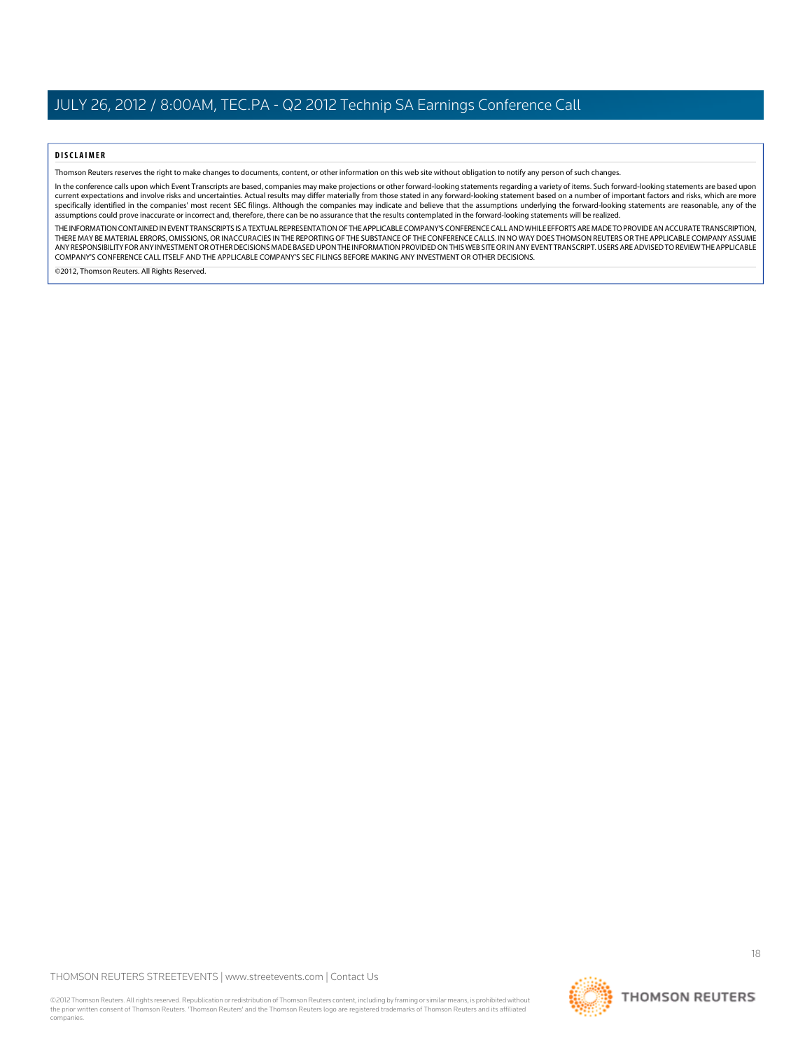**DISCLAIMER**

Thomson Reuters reserves the right to make changes to documents, content, or other information on this web site without obligation to notify any person of such changes.

In the conference calls upon which Event Transcripts are based, companies may make projections or other forward-looking statements regarding a variety of items. Such forward-looking statements are based upon current expectations and involve risks and uncertainties. Actual results may differ materially from those stated in any forward-looking statement based on a number of important factors and risks, which are more specifically identified in the companies' most recent SEC filings. Although the companies may indicate and believe that the assumptions underlying the forward-looking statements are reasonable, any of the assumptions could prove inaccurate or incorrect and, therefore, there can be no assurance that the results contemplated in the forward-looking statements will be realized.

THE INFORMATION CONTAINED IN EVENT TRANSCRIPTS IS A TEXTUAL REPRESENTATION OF THE APPLICABLE COMPANY'S CONFERENCE CALL AND WHILE EFFORTS ARE MADE TO PROVIDE AN ACCURATE TRANSCRIPTION, THERE MAY BE MATERIAL ERRORS, OMISSIONS, OR INACCURACIES IN THE REPORTING OF THE SUBSTANCE OF THE CONFERENCE CALLS. IN NO WAY DOES THOMSON REUTERS OR THE APPLICABLE COMPANY ASSUME ANY RESPONSIBILITY FOR ANY INVESTMENT OR OTHER DECISIONS MADE BASED UPON THE INFORMATION PROVIDED ON THIS WEB SITE OR IN ANY EVENT TRANSCRIPT. USERS ARE ADVISED TO REVIEW THE APPLICABLE COMPANY'S CONFERENCE CALL ITSELF AND THE APPLICABLE COMPANY'S SEC FILINGS BEFORE MAKING ANY INVESTMENT OR OTHER DECISIONS.

©2012, Thomson Reuters. All Rights Reserved.